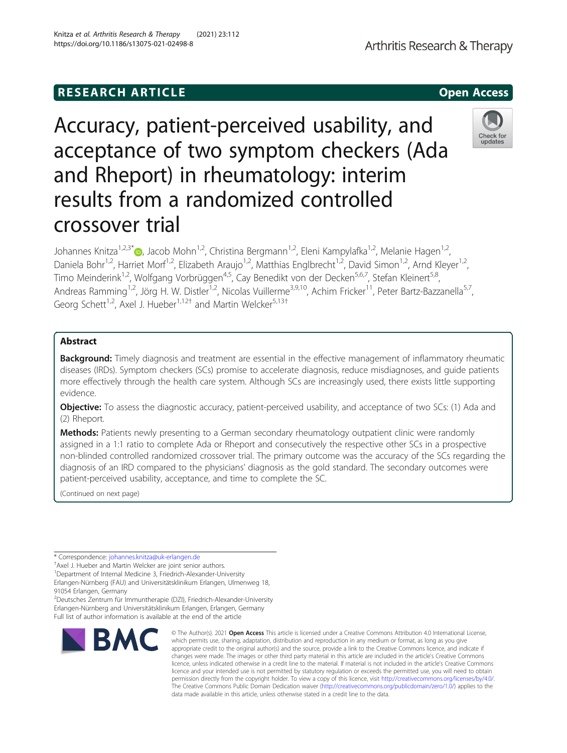RESEARCH ARTICLE

Open Access

# Accuracy, patient-perceived usability, and acceptance of two symptom checkers (Ada and Rheport) in rheumatology: interim results from a randomized controlled crossover trial

Johannes Knitza[1,2,3*], Jacob Mohn[1,2], Christina Bergmann[1,2], Eleni Kampylafka[1,2], Melanie Hagen[1,2], Daniela Bohr[1,2], Harriet Morf[1,2], Elizabeth Araujo[1,2], Matthias Englbrecht[1,2], David Simon[1,2], Arnd Kleyer[1,2], Timo Meinderink[1,2], Wolfgang Vorbrüggen[4,5], Cay Benedikt von der Decken[5,6,7], Stefan Kleinert[5,8], Andreas Ramming[1,2], Jörg H. W. Distler[1,2], Nicolas Vuillerme[3,9,10], Achim Fricker[11], Peter Bartz-Bazzanella[5,7], Georg Schett[1,2], Axel J. Hueber[1,12†] and Martin Welcker[5,13†]

## Abstract

**Background:** Timely diagnosis and treatment are essential in the effective management of inflammatory rheumatic diseases (IRDs). Symptom checkers (SCs) promise to accelerate diagnosis, reduce misdiagnoses, and guide patients more effectively through the health care system. Although SCs are increasingly used, there exists little supporting evidence.

**Objective:** To assess the diagnostic accuracy, patient-perceived usability, and acceptance of two SCs: (1) Ada and (2) Rheport.

**Methods:** Patients newly presenting to a German secondary rheumatology outpatient clinic were randomly assigned in a 1:1 ratio to complete Ada or Rheport and consecutively the respective other SCs in a prospective non-blinded controlled randomized crossover trial. The primary outcome was the accuracy of the SCs regarding the diagnosis of an IRD compared to the physicians' diagnosis as the gold standard. The secondary outcomes were patient-perceived usability, acceptance, and time to complete the SC.

(Continued on next page)

\* Correspondence: johannes.knitza@uk-erlangen.de

†Axel J. Hueber and Martin Welcker are joint senior authors.

[1]Department of Internal Medicine 3, Friedrich-Alexander-University Erlangen-Nürnberg (FAU) and Universitätsklinikum Erlangen, Ulmenweg 18, 91054 Erlangen, Germany

[2]Deutsches Zentrum für Immuntherapie (DZI), Friedrich-Alexander-University Erlangen-Nürnberg and Universitätsklinikum Erlangen, Erlangen, Germany

Full list of author information is available at the end of the article

© The Author(s). 2021 **Open Access** This article is licensed under a Creative Commons Attribution 4.0 International License, which permits use, sharing, adaptation, distribution and reproduction in any medium or format, as long as you give appropriate credit to the original author(s) and the source, provide a link to the Creative Commons licence, and indicate if changes were made. The images or other third party material in this article are included in the article's Creative Commons licence, unless indicated otherwise in a credit line to the material. If material is not included in the article's Creative Commons licence and your intended use is not permitted by statutory regulation or exceeds the permitted use, you will need to obtain permission directly from the copyright holder. To view a copy of this licence, visit http://creativecommons.org/licenses/by/4.0/. The Creative Commons Public Domain Dedication waiver (http://creativecommons.org/publicdomain/zero/1.0/) applies to the data made available in this article, unless otherwise stated in a credit line to the data.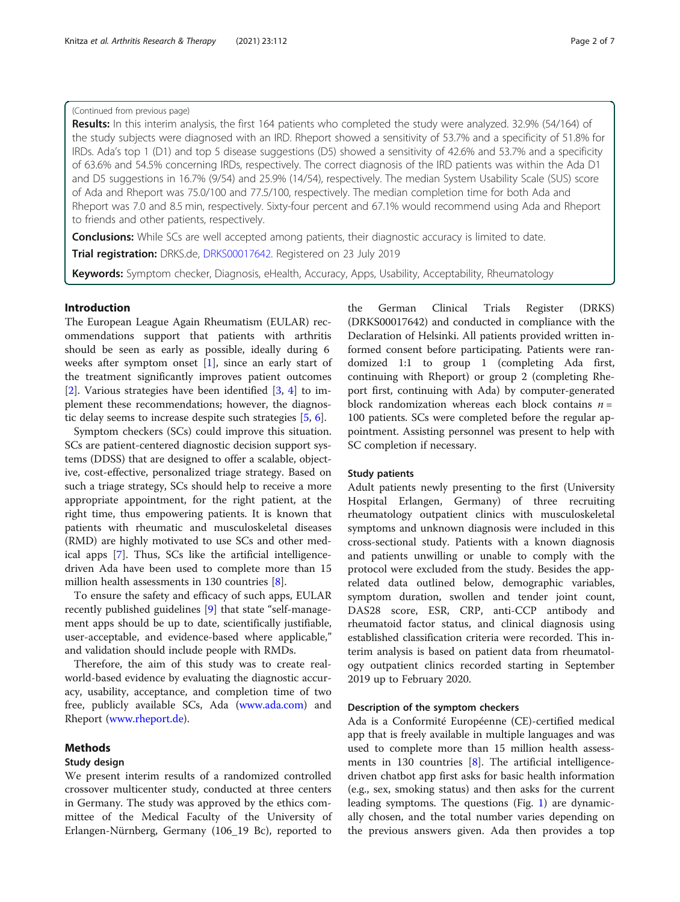(Continued from previous page)

**Results:** In this interim analysis, the first 164 patients who completed the study were analyzed. 32.9% (54/164) of the study subjects were diagnosed with an IRD. Rheport showed a sensitivity of 53.7% and a specificity of 51.8% for IRDs. Ada's top 1 (D1) and top 5 disease suggestions (D5) showed a sensitivity of 42.6% and 53.7% and a specificity of 63.6% and 54.5% concerning IRDs, respectively. The correct diagnosis of the IRD patients was within the Ada D1 and D5 suggestions in 16.7% (9/54) and 25.9% (14/54), respectively. The median System Usability Scale (SUS) score of Ada and Rheport was 75.0/100 and 77.5/100, respectively. The median completion time for both Ada and Rheport was 7.0 and 8.5 min, respectively. Sixty-four percent and 67.1% would recommend using Ada and Rheport to friends and other patients, respectively.

**Conclusions:** While SCs are well accepted among patients, their diagnostic accuracy is limited to date.

**Trial registration:** DRKS.de, DRKS00017642. Registered on 23 July 2019

**Keywords:** Symptom checker, Diagnosis, eHealth, Accuracy, Apps, Usability, Acceptability, Rheumatology

## Introduction

The European League Again Rheumatism (EULAR) recommendations support that patients with arthritis should be seen as early as possible, ideally during 6 weeks after symptom onset [1], since an early start of the treatment significantly improves patient outcomes [2]. Various strategies have been identified [3, 4] to implement these recommendations; however, the diagnostic delay seems to increase despite such strategies [5, 6].

Symptom checkers (SCs) could improve this situation. SCs are patient-centered diagnostic decision support systems (DDSS) that are designed to offer a scalable, objective, cost-effective, personalized triage strategy. Based on such a triage strategy, SCs should help to receive a more appropriate appointment, for the right patient, at the right time, thus empowering patients. It is known that patients with rheumatic and musculoskeletal diseases (RMD) are highly motivated to use SCs and other medical apps [7]. Thus, SCs like the artificial intelligence-driven Ada have been used to complete more than 15 million health assessments in 130 countries [8].

To ensure the safety and efficacy of such apps, EULAR recently published guidelines [9] that state "self-management apps should be up to date, scientifically justifiable, user-acceptable, and evidence-based where applicable," and validation should include people with RMDs.

Therefore, the aim of this study was to create real-world-based evidence by evaluating the diagnostic accuracy, usability, acceptance, and completion time of two free, publicly available SCs, Ada (www.ada.com) and Rheport (www.rheport.de).

## Methods

### Study design

We present interim results of a randomized controlled crossover multicenter study, conducted at three centers in Germany. The study was approved by the ethics committee of the Medical Faculty of the University of Erlangen-Nürnberg, Germany (106_19 Bc), reported to the German Clinical Trials Register (DRKS) (DRKS00017642) and conducted in compliance with the Declaration of Helsinki. All patients provided written informed consent before participating. Patients were randomized 1:1 to group 1 (completing Ada first, continuing with Rheport) or group 2 (completing Rheport first, continuing with Ada) by computer-generated block randomization whereas each block contains $n$ = 100 patients. SCs were completed before the regular appointment. Assisting personnel was present to help with SC completion if necessary.

### Study patients

Adult patients newly presenting to the first (University Hospital Erlangen, Germany) of three recruiting rheumatology outpatient clinics with musculoskeletal symptoms and unknown diagnosis were included in this cross-sectional study. Patients with a known diagnosis and patients unwilling or unable to comply with the protocol were excluded from the study. Besides the app-related data outlined below, demographic variables, symptom duration, swollen and tender joint count, DAS28 score, ESR, CRP, anti-CCP antibody and rheumatoid factor status, and clinical diagnosis using established classification criteria were recorded. This interim analysis is based on patient data from rheumatology outpatient clinics recorded starting in September 2019 up to February 2020.

### Description of the symptom checkers

Ada is a Conformité Européenne (CE)-certified medical app that is freely available in multiple languages and was used to complete more than 15 million health assessments in 130 countries [8]. The artificial intelligence-driven chatbot app first asks for basic health information (e.g., sex, smoking status) and then asks for the current leading symptoms. The questions (Fig. 1) are dynamically chosen, and the total number varies depending on the previous answers given. Ada then provides a top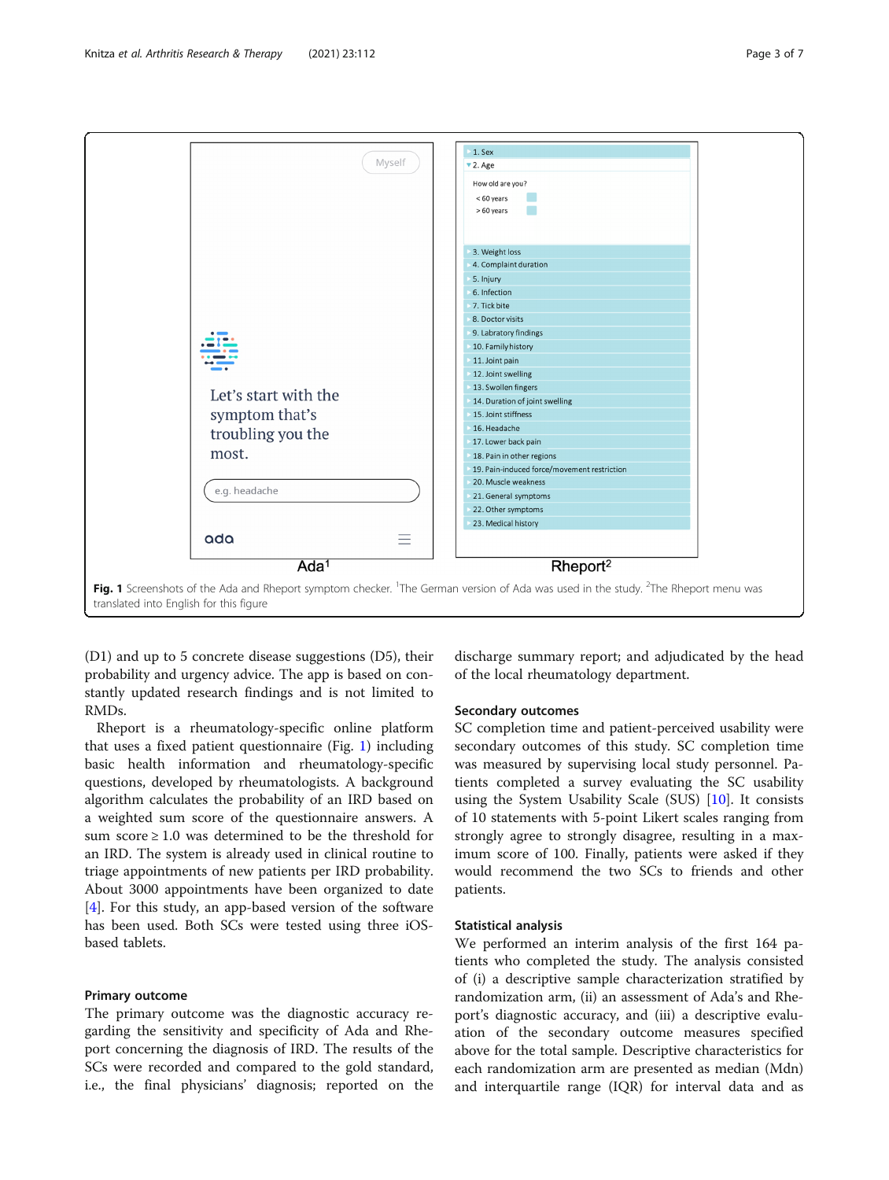**Fig. 1** Screenshots of the Ada and Rheport symptom checker. [1]The German version of Ada was used in the study. [2]The Rheport menu was translated into English for this figure

(D1) and up to 5 concrete disease suggestions (D5), their probability and urgency advice. The app is based on constantly updated research findings and is not limited to RMDs.

Rheport is a rheumatology-specific online platform that uses a fixed patient questionnaire (Fig. 1) including basic health information and rheumatology-specific questions, developed by rheumatologists. A background algorithm calculates the probability of an IRD based on a weighted sum score of the questionnaire answers. A sum score ≥ 1.0 was determined to be the threshold for an IRD. The system is already used in clinical routine to triage appointments of new patients per IRD probability. About 3000 appointments have been organized to date [4]. For this study, an app-based version of the software has been used. Both SCs were tested using three iOS-based tablets.

### Primary outcome

The primary outcome was the diagnostic accuracy regarding the sensitivity and specificity of Ada and Rheport concerning the diagnosis of IRD. The results of the SCs were recorded and compared to the gold standard, i.e., the final physicians' diagnosis; reported on the discharge summary report; and adjudicated by the head of the local rheumatology department.

### Secondary outcomes

SC completion time and patient-perceived usability were secondary outcomes of this study. SC completion time was measured by supervising local study personnel. Patients completed a survey evaluating the SC usability using the System Usability Scale (SUS) [10]. It consists of 10 statements with 5-point Likert scales ranging from strongly agree to strongly disagree, resulting in a maximum score of 100. Finally, patients were asked if they would recommend the two SCs to friends and other patients.

### Statistical analysis

We performed an interim analysis of the first 164 patients who completed the study. The analysis consisted of (i) a descriptive sample characterization stratified by randomization arm, (ii) an assessment of Ada's and Rheport's diagnostic accuracy, and (iii) a descriptive evaluation of the secondary outcome measures specified above for the total sample. Descriptive characteristics for each randomization arm are presented as median (Mdn) and interquartile range (IQR) for interval data and as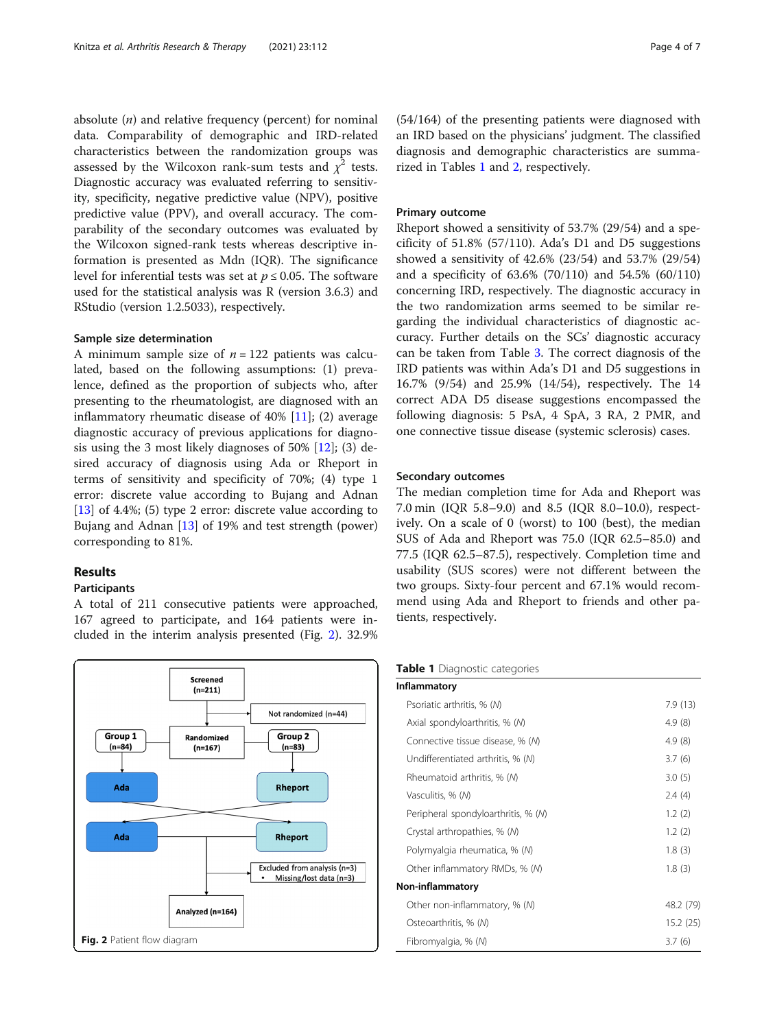absolute ($n$) and relative frequency (percent) for nominal data. Comparability of demographic and IRD-related characteristics between the randomization groups was assessed by the Wilcoxon rank-sum tests and $\chi^2$ tests. Diagnostic accuracy was evaluated referring to sensitivity, specificity, negative predictive value (NPV), positive predictive value (PPV), and overall accuracy. The comparability of the secondary outcomes was evaluated by the Wilcoxon signed-rank tests whereas descriptive information is presented as Mdn (IQR). The significance level for inferential tests was set at $p \leq 0.05$. The software used for the statistical analysis was R (version 3.6.3) and RStudio (version 1.2.5033), respectively.

### Sample size determination

A minimum sample size of $n = 122$ patients was calculated, based on the following assumptions: (1) prevalence, defined as the proportion of subjects who, after presenting to the rheumatologist, are diagnosed with an inflammatory rheumatic disease of 40% [11]; (2) average diagnostic accuracy of previous applications for diagnosis using the 3 most likely diagnoses of 50% [12]; (3) desired accuracy of diagnosis using Ada or Rheport in terms of sensitivity and specificity of 70%; (4) type 1 error: discrete value according to Bujang and Adnan [13] of 4.4%; (5) type 2 error: discrete value according to Bujang and Adnan [13] of 19% and test strength (power) corresponding to 81%.

## Results

### Participants

A total of 211 consecutive patients were approached, 167 agreed to participate, and 164 patients were included in the interim analysis presented (Fig. 2). 32.9% (54/164) of the presenting patients were diagnosed with an IRD based on the physicians' judgment. The classified diagnosis and demographic characteristics are summarized in Tables 1 and 2, respectively.

Screened (n=211) → Not randomized (n=44) → Randomized (n=167) → Group 1 (n=84): Ada → Rheport; Group 2 (n=83): Rheport → Ada → Excluded from analysis (n=3) • Missing/lost data (n=3) → Analyzed (n=164)

**Fig. 2** Patient flow diagram

### Primary outcome

Rheport showed a sensitivity of 53.7% (29/54) and a specificity of 51.8% (57/110). Ada's D1 and D5 suggestions showed a sensitivity of 42.6% (23/54) and 53.7% (29/54) and a specificity of 63.6% (70/110) and 54.5% (60/110) concerning IRD, respectively. The diagnostic accuracy in the two randomization arms seemed to be similar regarding the individual characteristics of diagnostic accuracy. Further details on the SCs' diagnostic accuracy can be taken from Table 3. The correct diagnosis of the IRD patients was within Ada's D1 and D5 suggestions in 16.7% (9/54) and 25.9% (14/54), respectively. The 14 correct ADA D5 disease suggestions encompassed the following diagnosis: 5 PsA, 4 SpA, 3 RA, 2 PMR, and one connective tissue disease (systemic sclerosis) cases.

### Secondary outcomes

The median completion time for Ada and Rheport was 7.0 min (IQR 5.8–9.0) and 8.5 (IQR 8.0–10.0), respectively. On a scale of 0 (worst) to 100 (best), the median SUS of Ada and Rheport was 75.0 (IQR 62.5–85.0) and 77.5 (IQR 62.5–87.5), respectively. Completion time and usability (SUS scores) were not different between the two groups. Sixty-four percent and 67.1% would recommend using Ada and Rheport to friends and other patients, respectively.

**Table 1** Diagnostic categories

| | |
|---|---|
| **Inflammatory** | |
| Psoriatic arthritis, % (N) | 7.9 (13) |
| Axial spondyloarthritis, % (N) | 4.9 (8) |
| Connective tissue disease, % (N) | 4.9 (8) |
| Undifferentiated arthritis, % (N) | 3.7 (6) |
| Rheumatoid arthritis, % (N) | 3.0 (5) |
| Vasculitis, % (N) | 2.4 (4) |
| Peripheral spondyloarthritis, % (N) | 1.2 (2) |
| Crystal arthropathies, % (N) | 1.2 (2) |
| Polymyalgia rheumatica, % (N) | 1.8 (3) |
| Other inflammatory RMDs, % (N) | 1.8 (3) |
| **Non-inflammatory** | |
| Other non-inflammatory, % (N) | 48.2 (79) |
| Osteoarthritis, % (N) | 15.2 (25) |
| Fibromyalgia, % (N) | 3.7 (6) |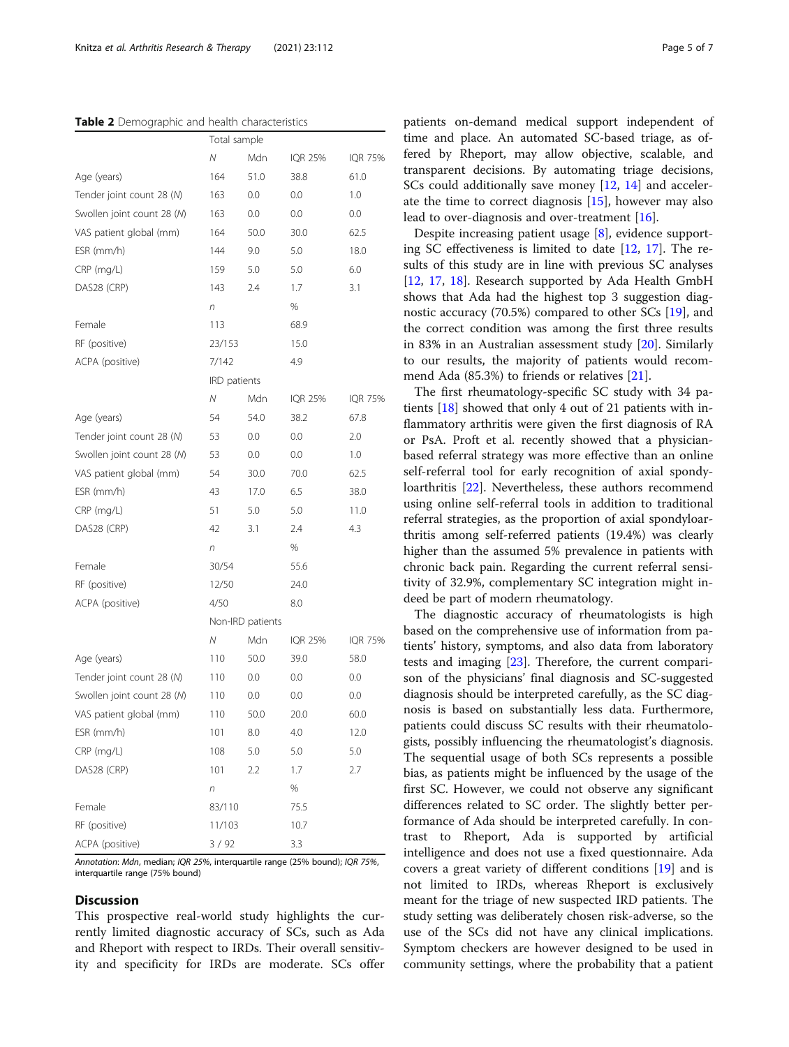**Table 2** Demographic and health characteristics

| | Total sample | | | |
|---|---|---|---|---|
| | *N* | Mdn | IQR 25% | IQR 75% |
| Age (years) | 164 | 51.0 | 38.8 | 61.0 |
| Tender joint count 28 (*N*) | 163 | 0.0 | 0.0 | 1.0 |
| Swollen joint count 28 (*N*) | 163 | 0.0 | 0.0 | 0.0 |
| VAS patient global (mm) | 164 | 50.0 | 30.0 | 62.5 |
| ESR (mm/h) | 144 | 9.0 | 5.0 | 18.0 |
| CRP (mg/L) | 159 | 5.0 | 5.0 | 6.0 |
| DAS28 (CRP) | 143 | 2.4 | 1.7 | 3.1 |
| | *n* | | % | |
| Female | 113 | | 68.9 | |
| RF (positive) | 23/153 | | 15.0 | |
| ACPA (positive) | 7/142 | | 4.9 | |
| | IRD patients | | | |
| | *N* | Mdn | IQR 25% | IQR 75% |
| Age (years) | 54 | 54.0 | 38.2 | 67.8 |
| Tender joint count 28 (*N*) | 53 | 0.0 | 0.0 | 2.0 |
| Swollen joint count 28 (*N*) | 53 | 0.0 | 0.0 | 1.0 |
| VAS patient global (mm) | 54 | 30.0 | 70.0 | 62.5 |
| ESR (mm/h) | 43 | 17.0 | 6.5 | 38.0 |
| CRP (mg/L) | 51 | 5.0 | 5.0 | 11.0 |
| DAS28 (CRP) | 42 | 3.1 | 2.4 | 4.3 |
| | *n* | | % | |
| Female | 30/54 | | 55.6 | |
| RF (positive) | 12/50 | | 24.0 | |
| ACPA (positive) | 4/50 | | 8.0 | |
| | Non-IRD patients | | | |
| | *N* | Mdn | IQR 25% | IQR 75% |
| Age (years) | 110 | 50.0 | 39.0 | 58.0 |
| Tender joint count 28 (*N*) | 110 | 0.0 | 0.0 | 0.0 |
| Swollen joint count 28 (*N*) | 110 | 0.0 | 0.0 | 0.0 |
| VAS patient global (mm) | 110 | 50.0 | 20.0 | 60.0 |
| ESR (mm/h) | 101 | 8.0 | 4.0 | 12.0 |
| CRP (mg/L) | 108 | 5.0 | 5.0 | 5.0 |
| DAS28 (CRP) | 101 | 2.2 | 1.7 | 2.7 |
| | *n* | | % | |
| Female | 83/110 | | 75.5 | |
| RF (positive) | 11/103 | | 10.7 | |
| ACPA (positive) | 3 / 92 | | 3.3 | |

*Annotation: Mdn*, median; *IQR 25%*, interquartile range (25% bound); *IQR 75%*, interquartile range (75% bound)

## Discussion

This prospective real-world study highlights the currently limited diagnostic accuracy of SCs, such as Ada and Rheport with respect to IRDs. Their overall sensitivity and specificity for IRDs are moderate. SCs offer patients on-demand medical support independent of time and place. An automated SC-based triage, as offered by Rheport, may allow objective, scalable, and transparent decisions. By automating triage decisions, SCs could additionally save money [12, 14] and accelerate the time to correct diagnosis [15], however may also lead to over-diagnosis and over-treatment [16].

Despite increasing patient usage [8], evidence supporting SC effectiveness is limited to date [12, 17]. The results of this study are in line with previous SC analyses [12, 17, 18]. Research supported by Ada Health GmbH shows that Ada had the highest top 3 suggestion diagnostic accuracy (70.5%) compared to other SCs [19], and the correct condition was among the first three results in 83% in an Australian assessment study [20]. Similarly to our results, the majority of patients would recommend Ada (85.3%) to friends or relatives [21].

The first rheumatology-specific SC study with 34 patients [18] showed that only 4 out of 21 patients with inflammatory arthritis were given the first diagnosis of RA or PsA. Proft et al. recently showed that a physician-based referral strategy was more effective than an online self-referral tool for early recognition of axial spondyloarthritis [22]. Nevertheless, these authors recommend using online self-referral tools in addition to traditional referral strategies, as the proportion of axial spondyloarthritis among self-referred patients (19.4%) was clearly higher than the assumed 5% prevalence in patients with chronic back pain. Regarding the current referral sensitivity of 32.9%, complementary SC integration might indeed be part of modern rheumatology.

The diagnostic accuracy of rheumatologists is high based on the comprehensive use of information from patients' history, symptoms, and also data from laboratory tests and imaging [23]. Therefore, the current comparison of the physicians' final diagnosis and SC-suggested diagnosis should be interpreted carefully, as the SC diagnosis is based on substantially less data. Furthermore, patients could discuss SC results with their rheumatologists, possibly influencing the rheumatologist's diagnosis. The sequential usage of both SCs represents a possible bias, as patients might be influenced by the usage of the first SC. However, we could not observe any significant differences related to SC order. The slightly better performance of Ada should be interpreted carefully. In contrast to Rheport, Ada is supported by artificial intelligence and does not use a fixed questionnaire. Ada covers a great variety of different conditions [19] and is not limited to IRDs, whereas Rheport is exclusively meant for the triage of new suspected IRD patients. The study setting was deliberately chosen risk-adverse, so the use of the SCs did not have any clinical implications. Symptom checkers are however designed to be used in community settings, where the probability that a patient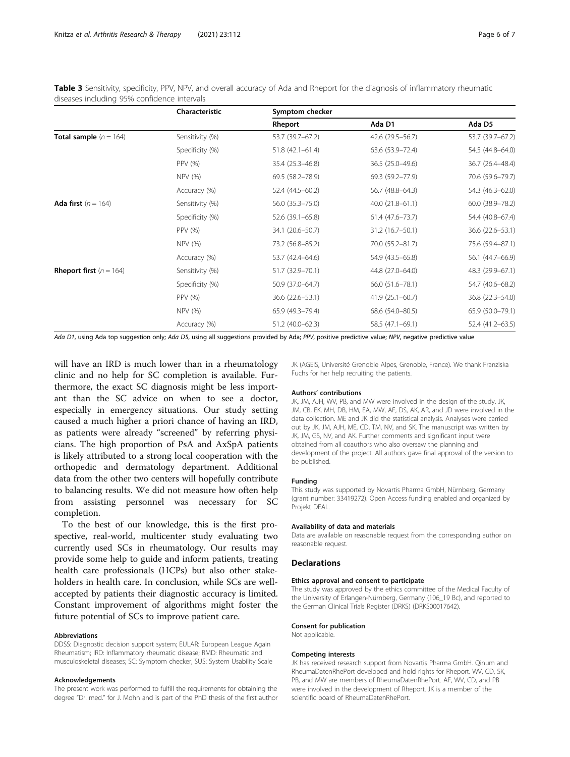**Table 3** Sensitivity, specificity, PPV, NPV, and overall accuracy of Ada and Rheport for the diagnosis of inflammatory rheumatic diseases including 95% confidence intervals

| | Characteristic | Symptom checker | | |
|---|---|---|---|---|
| | | Rheport | Ada D1 | Ada D5 |
| **Total sample** (*n* = 164) | Sensitivity (%) | 53.7 (39.7–67.2) | 42.6 (29.5–56.7) | 53.7 (39.7–67.2) |
| | Specificity (%) | 51.8 (42.1–61.4) | 63.6 (53.9–72.4) | 54.5 (44.8–64.0) |
| | PPV (%) | 35.4 (25.3–46.8) | 36.5 (25.0–49.6) | 36.7 (26.4–48.4) |
| | NPV (%) | 69.5 (58.2–78.9) | 69.3 (59.2–77.9) | 70.6 (59.6–79.7) |
| | Accuracy (%) | 52.4 (44.5–60.2) | 56.7 (48.8–64.3) | 54.3 (46.3–62.0) |
| **Ada first** (*n* = 164) | Sensitivity (%) | 56.0 (35.3–75.0) | 40.0 (21.8–61.1) | 60.0 (38.9–78.2) |
| | Specificity (%) | 52.6 (39.1–65.8) | 61.4 (47.6–73.7) | 54.4 (40.8–67.4) |
| | PPV (%) | 34.1 (20.6–50.7) | 31.2 (16.7–50.1) | 36.6 (22.6–53.1) |
| | NPV (%) | 73.2 (56.8–85.2) | 70.0 (55.2–81.7) | 75.6 (59.4–87.1) |
| | Accuracy (%) | 53.7 (42.4–64.6) | 54.9 (43.5–65.8) | 56.1 (44.7–66.9) |
| **Rheport first** (*n* = 164) | Sensitivity (%) | 51.7 (32.9–70.1) | 44.8 (27.0–64.0) | 48.3 (29.9–67.1) |
| | Specificity (%) | 50.9 (37.0–64.7) | 66.0 (51.6–78.1) | 54.7 (40.6–68.2) |
| | PPV (%) | 36.6 (22.6–53.1) | 41.9 (25.1–60.7) | 36.8 (22.3–54.0) |
| | NPV (%) | 65.9 (49.3–79.4) | 68.6 (54.0–80.5) | 65.9 (50.0–79.1) |
| | Accuracy (%) | 51.2 (40.0–62.3) | 58.5 (47.1–69.1) | 52.4 (41.2–63.5) |

*Ada D1*, using Ada top suggestion only; *Ada D5*, using all suggestions provided by Ada; *PPV*, positive predictive value; *NPV*, negative predictive value

will have an IRD is much lower than in a rheumatology clinic and no help for SC completion is available. Furthermore, the exact SC diagnosis might be less important than the SC advice on when to see a doctor, especially in emergency situations. Our study setting caused a much higher a priori chance of having an IRD, as patients were already "screened" by referring physicians. The high proportion of PsA and AxSpA patients is likely attributed to a strong local cooperation with the orthopedic and dermatology department. Additional data from the other two centers will hopefully contribute to balancing results. We did not measure how often help from assisting personnel was necessary for SC completion.

To the best of our knowledge, this is the first prospective, real-world, multicenter study evaluating two currently used SCs in rheumatology. Our results may provide some help to guide and inform patients, treating health care professionals (HCPs) but also other stakeholders in health care. In conclusion, while SCs are well-accepted by patients their diagnostic accuracy is limited. Constant improvement of algorithms might foster the future potential of SCs to improve patient care.

#### Abbreviations

DDSS: Diagnostic decision support system; EULAR: European League Again Rheumatism; IRD: Inflammatory rheumatic disease; RMD: Rheumatic and musculoskeletal diseases; SC: Symptom checker; SUS: System Usability Scale

#### Acknowledgements

The present work was performed to fulfill the requirements for obtaining the degree "Dr. med." for J. Mohn and is part of the PhD thesis of the first author JK (AGEIS, Université Grenoble Alpes, Grenoble, France). We thank Franziska Fuchs for her help recruiting the patients.

#### Authors' contributions

JK, JM, AJH, WV, PB, and MW were involved in the design of the study. JK, JM, CB, EK, MH, DB, HM, EA, MW, AF, DS, AK, AR, and JD were involved in the data collection. ME and JK did the statistical analysis. Analyses were carried out by JK, JM, AJH, ME, CD, TM, NV, and SK. The manuscript was written by JK, JM, GS, NV, and AK. Further comments and significant input were obtained from all coauthors who also oversaw the planning and development of the project. All authors gave final approval of the version to be published.

#### Funding

This study was supported by Novartis Pharma GmbH, Nürnberg, Germany (grant number: 33419272). Open Access funding enabled and organized by Projekt DEAL.

#### Availability of data and materials

Data are available on reasonable request from the corresponding author on reasonable request.

## Declarations

#### Ethics approval and consent to participate

The study was approved by the ethics committee of the Medical Faculty of the University of Erlangen-Nürnberg, Germany (106_19 Bc), and reported to the German Clinical Trials Register (DRKS) (DRKS00017642).

#### Consent for publication

Not applicable.

#### Competing interests

JK has received research support from Novartis Pharma GmbH. Qinum and RheumaDatenRhePort developed and hold rights for Rheport. WV, CD, SK, PB, and MW are members of RheumaDatenRhePort. AF, WV, CD, and PB were involved in the development of Rheport. JK is a member of the scientific board of RheumaDatenRhePort.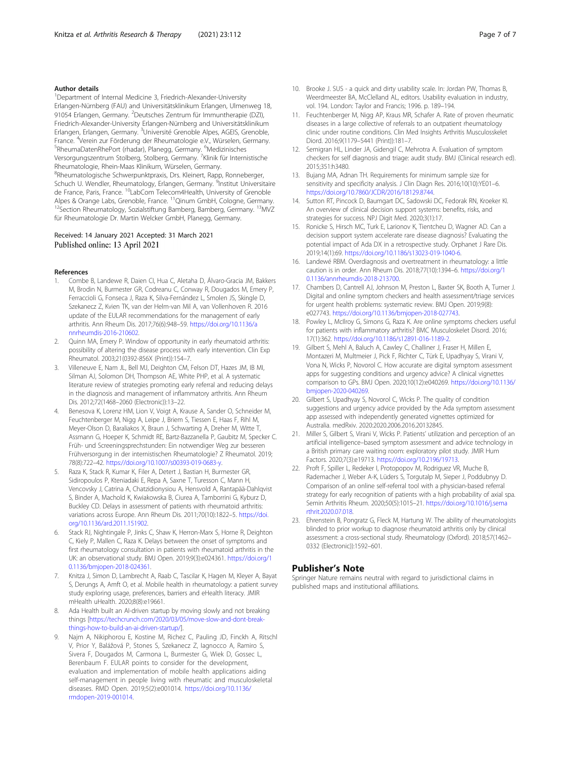### Author details

[1]Department of Internal Medicine 3, Friedrich-Alexander-University Erlangen-Nürnberg (FAU) and Universitätsklinikum Erlangen, Ulmenweg 18, 91054 Erlangen, Germany. [2]Deutsches Zentrum für Immuntherapie (DZI), Friedrich-Alexander-University Erlangen-Nürnberg and Universitätsklinikum Erlangen, Erlangen, Germany. [3]Université Grenoble Alpes, AGEIS, Grenoble, France. [4]Verein zur Förderung der Rheumatologie e.V., Würselen, Germany. [5]RheumaDatenRhePort (rhadar), Planegg, Germany. [6]Medizinisches Versorgungszentrum Stolberg, Stolberg, Germany. [7]Klinik für Internistische Rheumatologie, Rhein-Maas Klinikum, Würselen, Germany. [8]Rheumatologische Schwerpunktpraxis, Drs. Kleinert, Rapp, Ronneberger, Schuch U. Wendler, Rheumatology, Erlangen, Germany. [9]Institut Universitaire de France, Paris, France. [10]LabCom Telecom4Health, University of Grenoble Alpes & Orange Labs, Grenoble, France. [11]Qinum GmbH, Cologne, Germany. [12]Section Rheumatology, Sozialstiftung Bamberg, Bamberg, Germany. [13]MVZ für Rheumatologie Dr. Martin Welcker GmbH, Planegg, Germany.

Received: 14 January 2021 Accepted: 31 March 2021
Published online: 13 April 2021

### References

1. Combe B, Landewe R, Daien CI, Hua C, Aletaha D, Álvaro-Gracia JM, Bakkers M, Brodin N, Burmester GR, Codreanu C, Conway R, Dougados M, Emery P, Ferraccioli G, Fonseca J, Raza K, Silva-Fernández L, Smolen JS, Skingle D, Szekanecz Z, Kvien TK, van der Helm-van Mil A, van Vollenhoven R. 2016 update of the EULAR recommendations for the management of early arthritis. Ann Rheum Dis. 2017;76(6):948–59. https://doi.org/10.1136/annrheumdis-2016-210602.
2. Quinn MA, Emery P. Window of opportunity in early rheumatoid arthritis: possibility of altering the disease process with early intervention. Clin Exp Rheumatol. 2003;21(0392-856X (Print)):154–7.
3. Villeneuve E, Nam JL, Bell MJ, Deighton CM, Felson DT, Hazes JM, IB MI, Silman AJ, Solomon DH, Thompson AE, White PHP, et al. A systematic literature review of strategies promoting early referral and reducing delays in the diagnosis and management of inflammatory arthritis. Ann Rheum Dis. 2012;72(1468–2060 (Electronic)):13–22.
4. Benesova K, Lorenz HM, Lion V, Voigt A, Krause A, Sander O, Schneider M, Feuchtenberger M, Nigg A, Leipe J, Briem S, Tiessen E, Haas F, Rihl M, Meyer-Olson D, Baraliakos X, Braun J, Schwarting A, Dreher M, Witte T, Assmann G, Hoeper K, Schmidt RE, Bartz-Bazzanella P, Gaubitz M, Specker C. Früh- und Screeningsprechstunden: Ein notwendiger Weg zur besseren Frühversorgung in der internistischen Rheumatologie? Z Rheumatol. 2019; 78(8):722–42. https://doi.org/10.1007/s00393-019-0683-y.
5. Raza K, Stack R, Kumar K, Filer A, Detert J, Bastian H, Burmester GR, Sidiropoulos P, Kteniadaki E, Repa A, Saxne T, Turesson C, Mann H, Vencovsky J, Catrina A, Chatzidionysiou A, Hensvold A, Rantapää-Dahlqvist S, Binder A, Machold K, Kwiakowska B, Ciurea A, Tamborrini G, Kyburz D, Buckley CD. Delays in assessment of patients with rheumatoid arthritis: variations across Europe. Ann Rheum Dis. 2011;70(10):1822–5. https://doi.org/10.1136/ard.2011.151902.
6. Stack RJ, Nightingale P, Jinks C, Shaw K, Herron-Marx S, Horne R, Deighton C, Kiely P, Mallen C, Raza K. Delays between the onset of symptoms and first rheumatology consultation in patients with rheumatoid arthritis in the UK: an observational study. BMJ Open. 2019;9(3):e024361. https://doi.org/10.1136/bmjopen-2018-024361.
7. Knitza J, Simon D, Lambrecht A, Raab C, Tascilar K, Hagen M, Kleyer A, Bayat S, Derungs A, Amft O, et al. Mobile health in rheumatology: a patient survey study exploring usage, preferences, barriers and eHealth literacy. JMIR mHealth uHealth. 2020;8(8):e19661.
8. Ada Health built an AI-driven startup by moving slowly and not breaking things [https://techcrunch.com/2020/03/05/move-slow-and-dont-break-things-how-to-build-an-ai-driven-startup/].
9. Najm A, Nikiphorou E, Kostine M, Richez C, Pauling JD, Finckh A, Ritschl V, Prior Y, Balážová P, Stones S, Szekanecz Z, Iagnocco A, Ramiro S, Sivera F, Dougados M, Carmona L, Burmester G, Wiek D, Gossec L, Berenbaum F. EULAR points to consider for the development, evaluation and implementation of mobile health applications aiding self-management in people living with rheumatic and musculoskeletal diseases. RMD Open. 2019;5(2):e001014. https://doi.org/10.1136/rmdopen-2019-001014.
10. Brooke J. SUS - a quick and dirty usability scale. In: Jordan PW, Thomas B, Weerdmeester BA, McClelland AL, editors. Usability evaluation in industry, vol. 194. London: Taylor and Francis; 1996. p. 189–194.
11. Feuchtenberger M, Nigg AP, Kraus MR, Schafer A. Rate of proven rheumatic diseases in a large collective of referrals to an outpatient rheumatology clinic under routine conditions. Clin Med Insights Arthritis Musculosskelet Diord. 2016;9(1179–5441 (Print)):181–7.
12. Semigran HL, Linder JA, Gidengil C, Mehrotra A. Evaluation of symptom checkers for self diagnosis and triage: audit study. BMJ (Clinical research ed). 2015;351:h3480.
13. Bujang MA, Adnan TH. Requirements for minimum sample size for sensitivity and specificity analysis. J Clin Diagn Res. 2016;10(10):YE01–6. https://doi.org/10.7860/JCDR/2016/18129.8744.
14. Sutton RT, Pincock D, Baumgart DC, Sadowski DC, Fedorak RN, Kroeker KI. An overview of clinical decision support systems: benefits, risks, and strategies for success. NPJ Digit Med. 2020;3(1):17.
15. Ronicke S, Hirsch MC, Turk E, Larionov K, Tientcheu D, Wagner AD. Can a decision support system accelerate rare disease diagnosis? Evaluating the potential impact of Ada DX in a retrospective study. Orphanet J Rare Dis. 2019;14(1):69. https://doi.org/10.1186/s13023-019-1040-6.
16. Landewé RBM. Overdiagnosis and overtreatment in rheumatology: a little caution is in order. Ann Rheum Dis. 2018;77(10):1394–6. https://doi.org/10.1136/annrheumdis-2018-213700.
17. Chambers D, Cantrell AJ, Johnson M, Preston L, Baxter SK, Booth A, Turner J. Digital and online symptom checkers and health assessment/triage services for urgent health problems: systematic review. BMJ Open. 2019;9(8): e027743. https://doi.org/10.1136/bmjopen-2018-027743.
18. Powley L, McIlroy G, Simons G, Raza K. Are online symptoms checkers useful for patients with inflammatory arthritis? BMC Musculoskelet Disord. 2016; 17(1):362. https://doi.org/10.1186/s12891-016-1189-2.
19. Gilbert S, Mehl A, Baluch A, Cawley C, Challiner J, Fraser H, Millen E, Montazeri M, Multmeier J, Pick F, Richter C, Türk E, Upadhyay S, Virani V, Vona N, Wicks P, Novorol C. How accurate are digital symptom assessment apps for suggesting conditions and urgency advice? A clinical vignettes comparison to GPs. BMJ Open. 2020;10(12):e040269. https://doi.org/10.1136/bmjopen-2020-040269.
20. Gilbert S, Upadhyay S, Novorol C, Wicks P. The quality of condition suggestions and urgency advice provided by the Ada symptom assessment app assessed with independently generated vignettes optimized for Australia. medRxiv. 2020:2020.2006.2016.20132845.
21. Miller S, Gilbert S, Virani V, Wicks P. Patients' utilization and perception of an artificial intelligence–based symptom assessment and advice technology in a British primary care waiting room: exploratory pilot study. JMIR Hum Factors. 2020;7(3):e19713. https://doi.org/10.2196/19713.
22. Proft F, Spiller L, Redeker I, Protopopov M, Rodriguez VR, Muche B, Rademacher J, Weber A-K, Lüders S, Torgutalp M, Sieper J, Poddubnyy D. Comparison of an online self-referral tool with a physician-based referral strategy for early recognition of patients with a high probability of axial spa. Semin Arthritis Rheum. 2020;50(5):1015–21. https://doi.org/10.1016/j.semarthrit.2020.07.018.
23. Ehrenstein B, Pongratz G, Fleck M, Hartung W. The ability of rheumatologists blinded to prior workup to diagnose rheumatoid arthritis only by clinical assessment: a cross-sectional study. Rheumatology (Oxford). 2018;57(1462–0332 (Electronic)):1592–601.

## Publisher's Note

Springer Nature remains neutral with regard to jurisdictional claims in published maps and institutional affiliations.